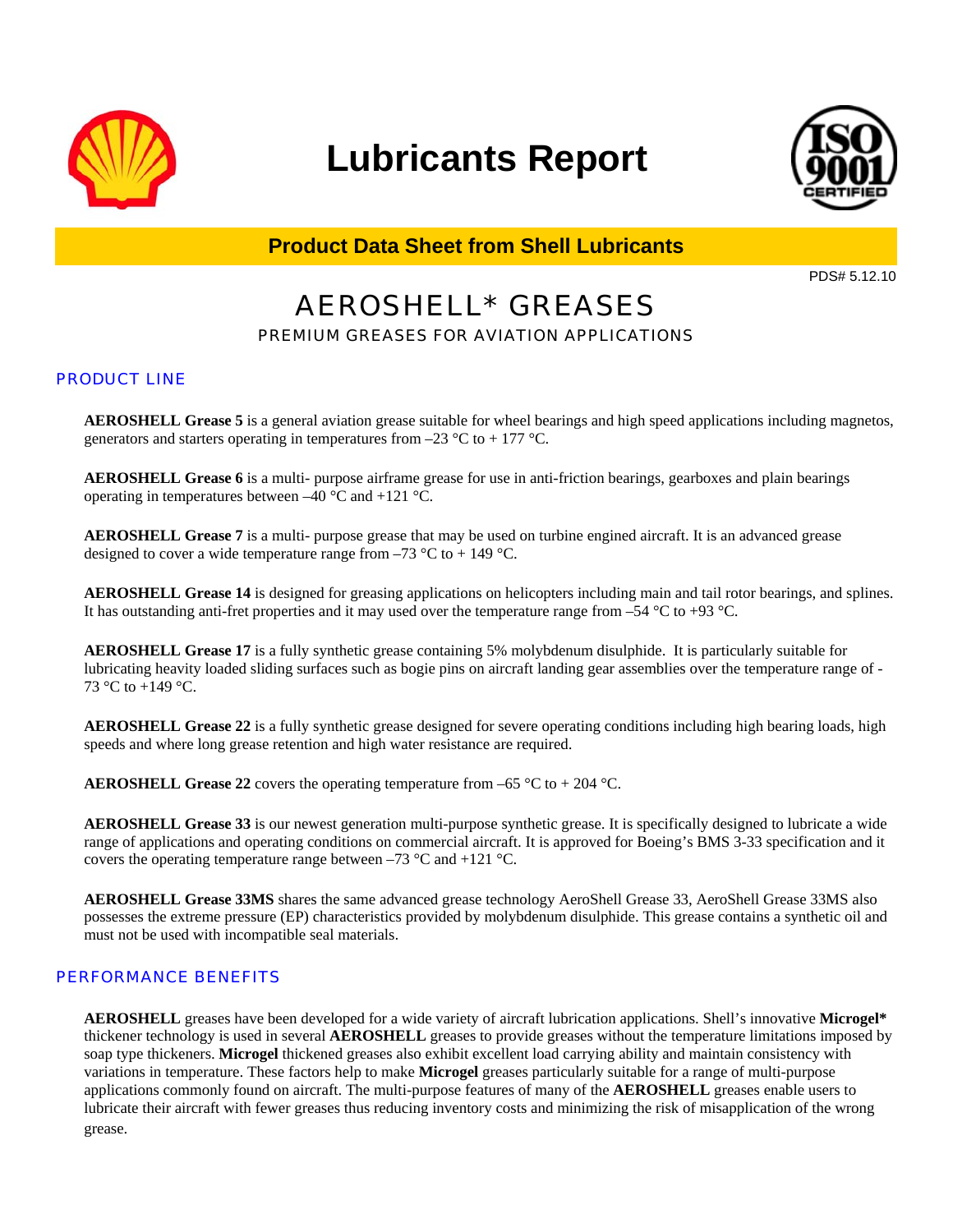# Lubricants Report

**Product Data Sheet from Shell Lubricants**

PDS# 5.12.10

# AEROSHELL* GREASES

### PREMIUM GREASES FOR AVIATION APPLICATIONS

## PRODUCT LINE

**AEROSHELL Grease 5** is a general aviation grease suitable for wheel bearings and high speed applications including magnetos, generators and starters operating in temperatures from –23 °C to + 177 °C.

**AEROSHELL Grease 6** is a multi- purpose airframe grease for use in anti-friction bearings, gearboxes and plain bearings operating in temperatures between –40 °C and +121 °C.

**AEROSHELL Grease 7** is a multi- purpose grease that may be used on turbine engined aircraft. It is an advanced grease designed to cover a wide temperature range from –73 °C to + 149 °C.

**AEROSHELL Grease 14** is designed for greasing applications on helicopters including main and tail rotor bearings, and splines. It has outstanding anti-fret properties and it may used over the temperature range from –54 °C to +93 °C.

**AEROSHELL Grease 17** is a fully synthetic grease containing 5% molybdenum disulphide. It is particularly suitable for lubricating heavity loaded sliding surfaces such as bogie pins on aircraft landing gear assemblies over the temperature range of -73 °C to +149 °C.

**AEROSHELL Grease 22** is a fully synthetic grease designed for severe operating conditions including high bearing loads, high speeds and where long grease retention and high water resistance are required.

**AEROSHELL Grease 22** covers the operating temperature from –65 °C to + 204 °C.

**AEROSHELL Grease 33** is our newest generation multi-purpose synthetic grease. It is specifically designed to lubricate a wide range of applications and operating conditions on commercial aircraft. It is approved for Boeing's BMS 3-33 specification and it covers the operating temperature range between –73 °C and +121 °C.

**AEROSHELL Grease 33MS** shares the same advanced grease technology AeroShell Grease 33, AeroShell Grease 33MS also possesses the extreme pressure (EP) characteristics provided by molybdenum disulphide. This grease contains a synthetic oil and must not be used with incompatible seal materials.

## PERFORMANCE BENEFITS

**AEROSHELL** greases have been developed for a wide variety of aircraft lubrication applications. Shell's innovative **Microgel*** thickener technology is used in several **AEROSHELL** greases to provide greases without the temperature limitations imposed by soap type thickeners. **Microgel** thickened greases also exhibit excellent load carrying ability and maintain consistency with variations in temperature. These factors help to make **Microgel** greases particularly suitable for a range of multi-purpose applications commonly found on aircraft. The multi-purpose features of many of the **AEROSHELL** greases enable users to lubricate their aircraft with fewer greases thus reducing inventory costs and minimizing the risk of misapplication of the wrong grease.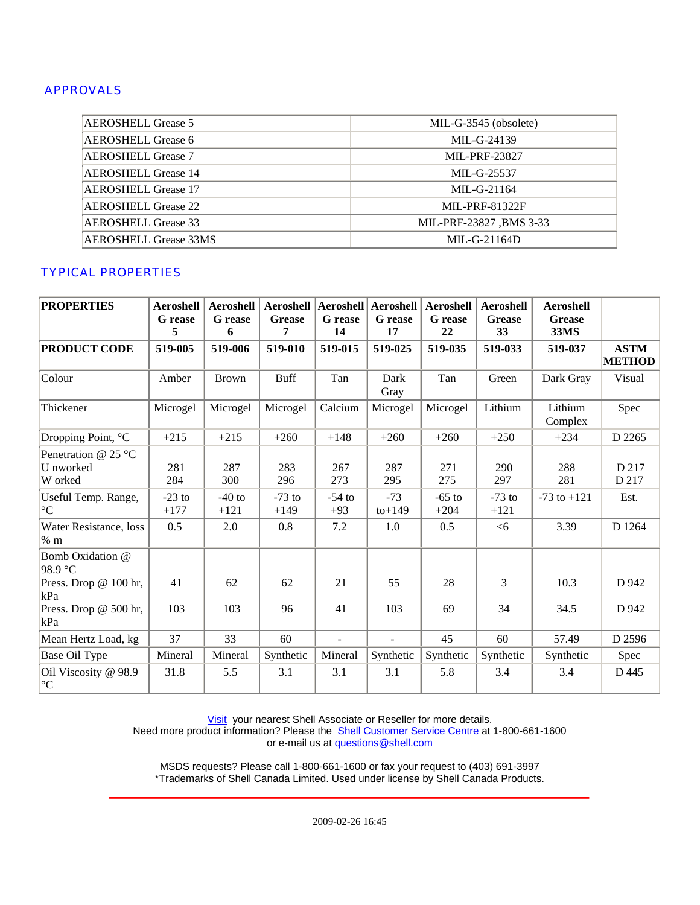## APPROVALS

| | |
|---|---|
| AEROSHELL Grease 5 | MIL-G-3545 (obsolete) |
| AEROSHELL Grease 6 | MIL-G-24139 |
| AEROSHELL Grease 7 | MIL-PRF-23827 |
| AEROSHELL Grease 14 | MIL-G-25537 |
| AEROSHELL Grease 17 | MIL-G-21164 |
| AEROSHELL Grease 22 | MIL-PRF-81322F |
| AEROSHELL Grease 33 | MIL-PRF-23827 ,BMS 3-33 |
| AEROSHELL Grease 33MS | MIL-G-21164D |

## TYPICAL PROPERTIES

| PROPERTIES | Aeroshell G rease 5 | Aeroshell G rease 6 | Aeroshell Grease 7 | Aeroshell G rease 14 | Aeroshell G rease 17 | Aeroshell G rease 22 | Aeroshell Grease 33 | Aeroshell Grease 33MS | |
|---|---|---|---|---|---|---|---|---|---|
| **PRODUCT CODE** | **519-005** | **519-006** | **519-010** | **519-015** | **519-025** | **519-035** | **519-033** | **519-037** | **ASTM METHOD** |
| Colour | Amber | Brown | Buff | Tan | Dark Gray | Tan | Green | Dark Gray | Visual |
| Thickener | Microgel | Microgel | Microgel | Calcium | Microgel | Microgel | Lithium | Lithium Complex | Spec |
| Dropping Point, °C | +215 | +215 | +260 | +148 | +260 | +260 | +250 | +234 | D 2265 |
| Penetration @ 25 °C U nworked W orked | 281 284 | 287 300 | 283 296 | 267 273 | 287 295 | 271 275 | 290 297 | 288 281 | D 217 D 217 |
| Useful Temp. Range, °C | -23 to +177 | -40 to +121 | -73 to +149 | -54 to +93 | -73 to+149 | -65 to +204 | -73 to +121 | -73 to +121 | Est. |
| Water Resistance, loss % m | 0.5 | 2.0 | 0.8 | 7.2 | 1.0 | 0.5 | <6 | 3.39 | D 1264 |
| Bomb Oxidation @ 98.9 °C Press. Drop @ 100 hr, kPa Press. Drop @ 500 hr, kPa | 41 103 | 62 103 | 62 96 | 21 41 | 55 103 | 28 69 | 3 34 | 10.3 34.5 | D 942 D 942 |
| Mean Hertz Load, kg | 37 | 33 | 60 | - | - | 45 | 60 | 57.49 | D 2596 |
| Base Oil Type | Mineral | Mineral | Synthetic | Mineral | Synthetic | Synthetic | Synthetic | Synthetic | Spec |
| Oil Viscosity @ 98.9 °C | 31.8 | 5.5 | 3.1 | 3.1 | 3.1 | 5.8 | 3.4 | 3.4 | D 445 |

Visit your nearest Shell Associate or Reseller for more details.
Need more product information? Please the Shell Customer Service Centre at 1-800-661-1600
or e-mail us at questions@shell.com

MSDS requests? Please call 1-800-661-1600 or fax your request to (403) 691-3997
*Trademarks of Shell Canada Limited. Used under license by Shell Canada Products.

2009-02-26 16:45